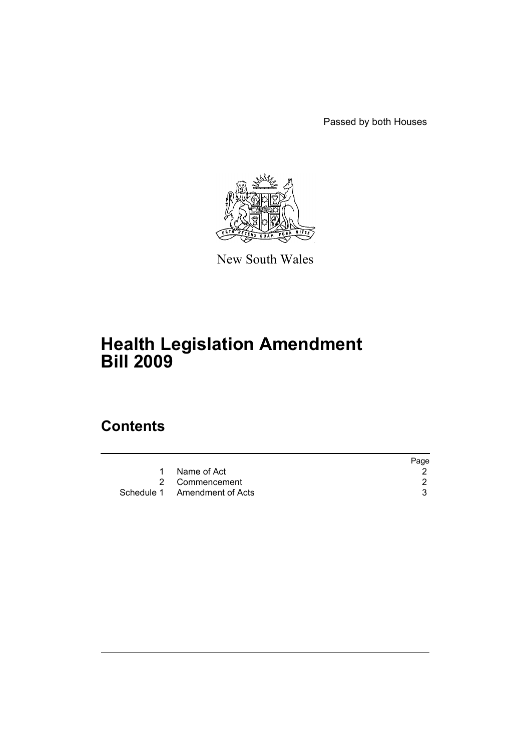Passed by both Houses

New South Wales

# Health Legislation Amendment Bill 2009

## Contents

| | | Page |
|---|---|---|
| 1 | Name of Act | 2 |
| 2 | Commencement | 2 |
| Schedule 1 | Amendment of Acts | 3 |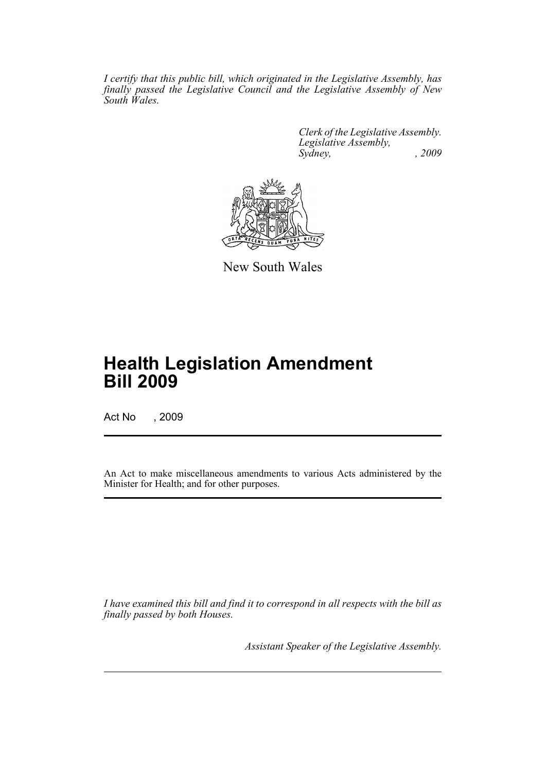*I certify that this public bill, which originated in the Legislative Assembly, has finally passed the Legislative Council and the Legislative Assembly of New South Wales.*

*Clerk of the Legislative Assembly.*
*Legislative Assembly,*
*Sydney, , 2009*

New South Wales

# Health Legislation Amendment Bill 2009

Act No , 2009

An Act to make miscellaneous amendments to various Acts administered by the Minister for Health; and for other purposes.

*I have examined this bill and find it to correspond in all respects with the bill as finally passed by both Houses.*

*Assistant Speaker of the Legislative Assembly.*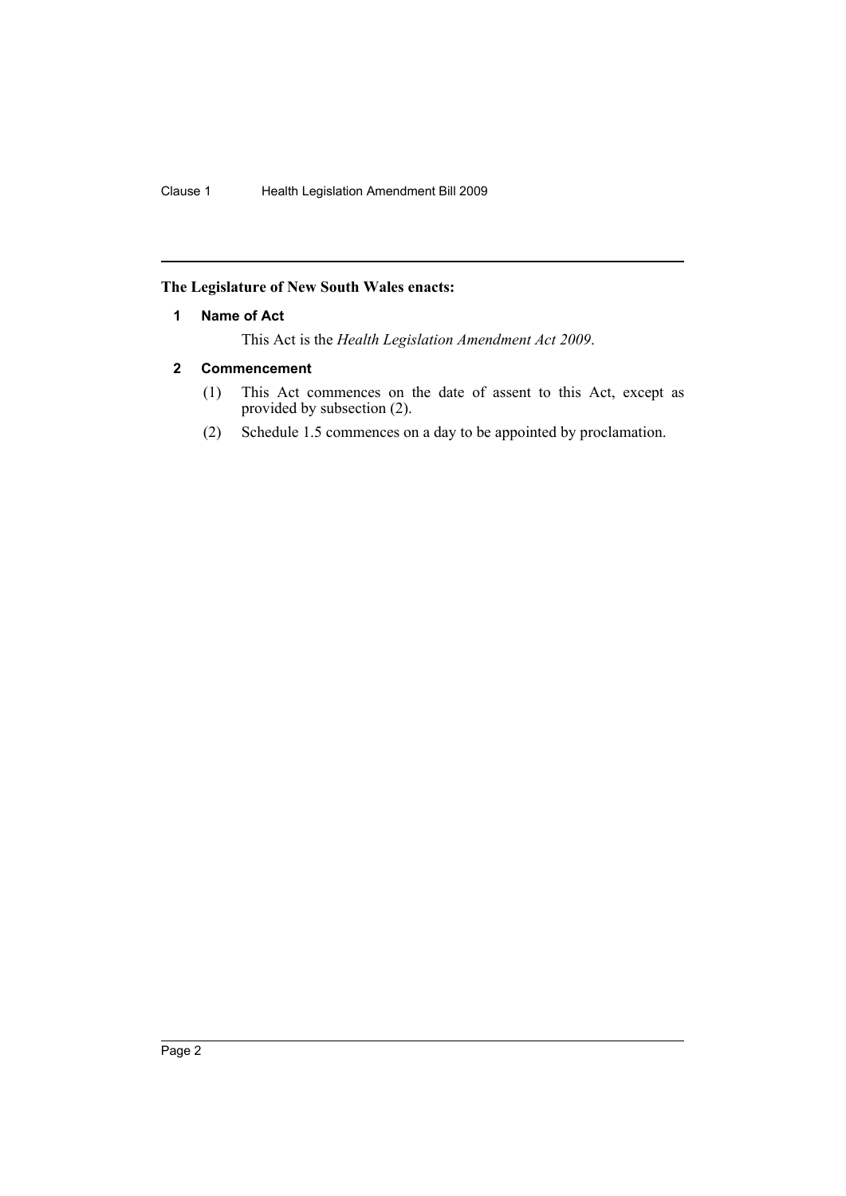**The Legislature of New South Wales enacts:**

### 1 Name of Act

This Act is the *Health Legislation Amendment Act 2009*.

### 2 Commencement

(1) This Act commences on the date of assent to this Act, except as provided by subsection (2).

(2) Schedule 1.5 commences on a day to be appointed by proclamation.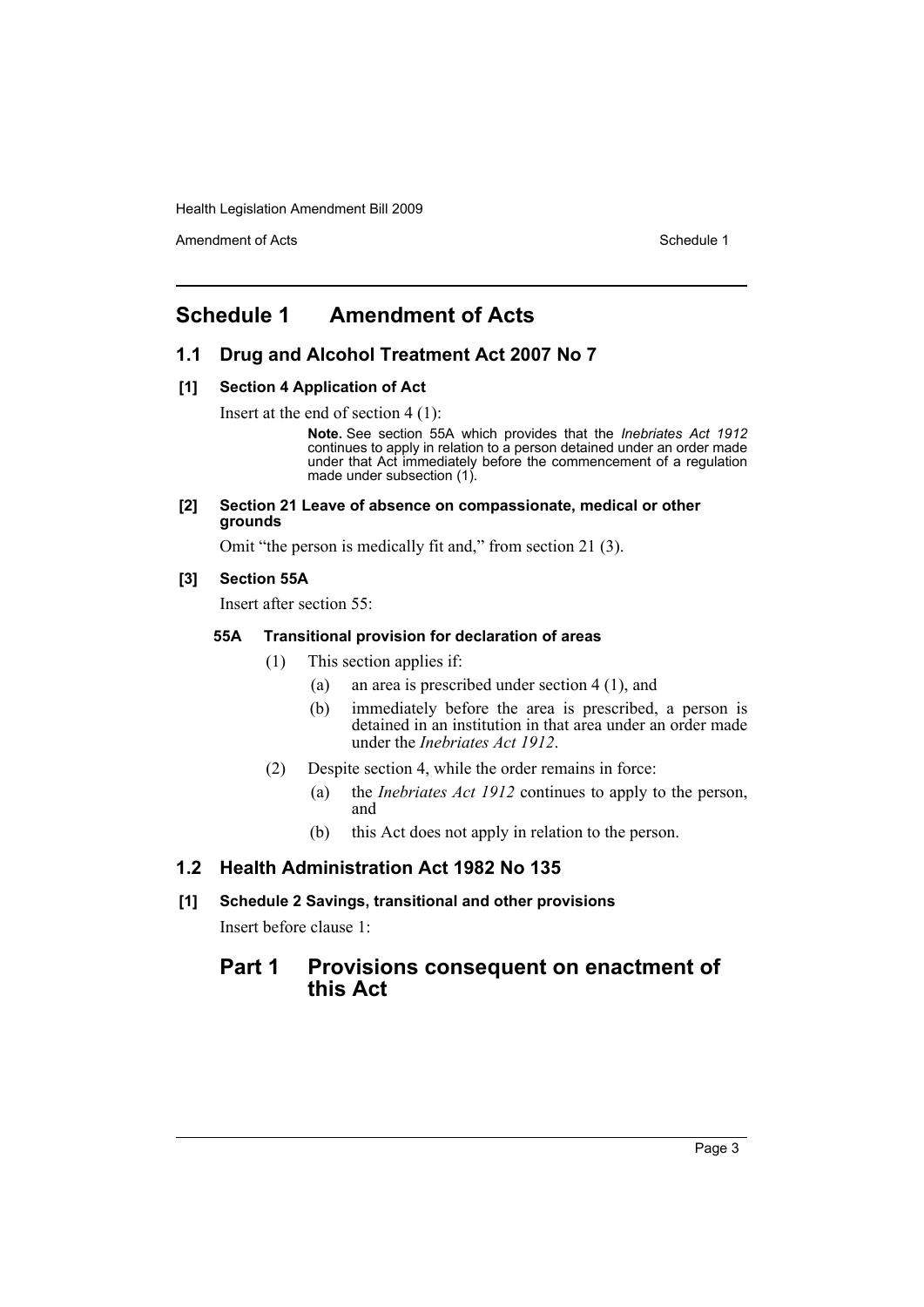# Schedule 1 Amendment of Acts

## 1.1 Drug and Alcohol Treatment Act 2007 No 7

### [1] Section 4 Application of Act

Insert at the end of section 4 (1):

> **Note.** See section 55A which provides that the *Inebriates Act 1912* continues to apply in relation to a person detained under an order made under that Act immediately before the commencement of a regulation made under subsection (1).

### [2] Section 21 Leave of absence on compassionate, medical or other grounds

Omit "the person is medically fit and," from section 21 (3).

### [3] Section 55A

Insert after section 55:

#### 55A Transitional provision for declaration of areas

(1) This section applies if:

- (a) an area is prescribed under section 4 (1), and
- (b) immediately before the area is prescribed, a person is detained in an institution in that area under an order made under the *Inebriates Act 1912*.

(2) Despite section 4, while the order remains in force:

- (a) the *Inebriates Act 1912* continues to apply to the person, and
- (b) this Act does not apply in relation to the person.

## 1.2 Health Administration Act 1982 No 135

### [1] Schedule 2 Savings, transitional and other provisions

Insert before clause 1:

## Part 1 Provisions consequent on enactment of this Act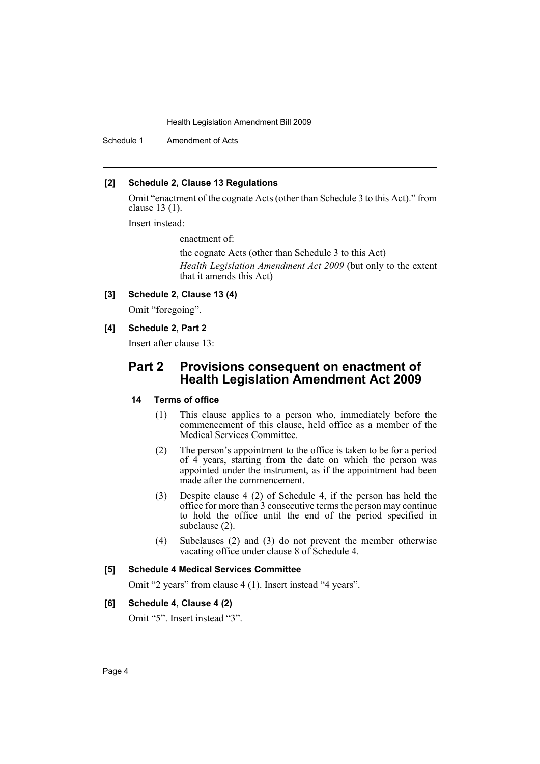**[2] Schedule 2, Clause 13 Regulations**

Omit "enactment of the cognate Acts (other than Schedule 3 to this Act)." from clause 13 (1).

Insert instead:

> enactment of:
>
> the cognate Acts (other than Schedule 3 to this Act)
>
> *Health Legislation Amendment Act 2009* (but only to the extent that it amends this Act)

**[3] Schedule 2, Clause 13 (4)**

Omit "foregoing".

**[4] Schedule 2, Part 2**

Insert after clause 13:

## Part 2 Provisions consequent on enactment of Health Legislation Amendment Act 2009

### 14 Terms of office

(1) This clause applies to a person who, immediately before the commencement of this clause, held office as a member of the Medical Services Committee.

(2) The person's appointment to the office is taken to be for a period of 4 years, starting from the date on which the person was appointed under the instrument, as if the appointment had been made after the commencement.

(3) Despite clause 4 (2) of Schedule 4, if the person has held the office for more than 3 consecutive terms the person may continue to hold the office until the end of the period specified in subclause (2).

(4) Subclauses (2) and (3) do not prevent the member otherwise vacating office under clause 8 of Schedule 4.

**[5] Schedule 4 Medical Services Committee**

Omit "2 years" from clause 4 (1). Insert instead "4 years".

**[6] Schedule 4, Clause 4 (2)**

Omit "5". Insert instead "3".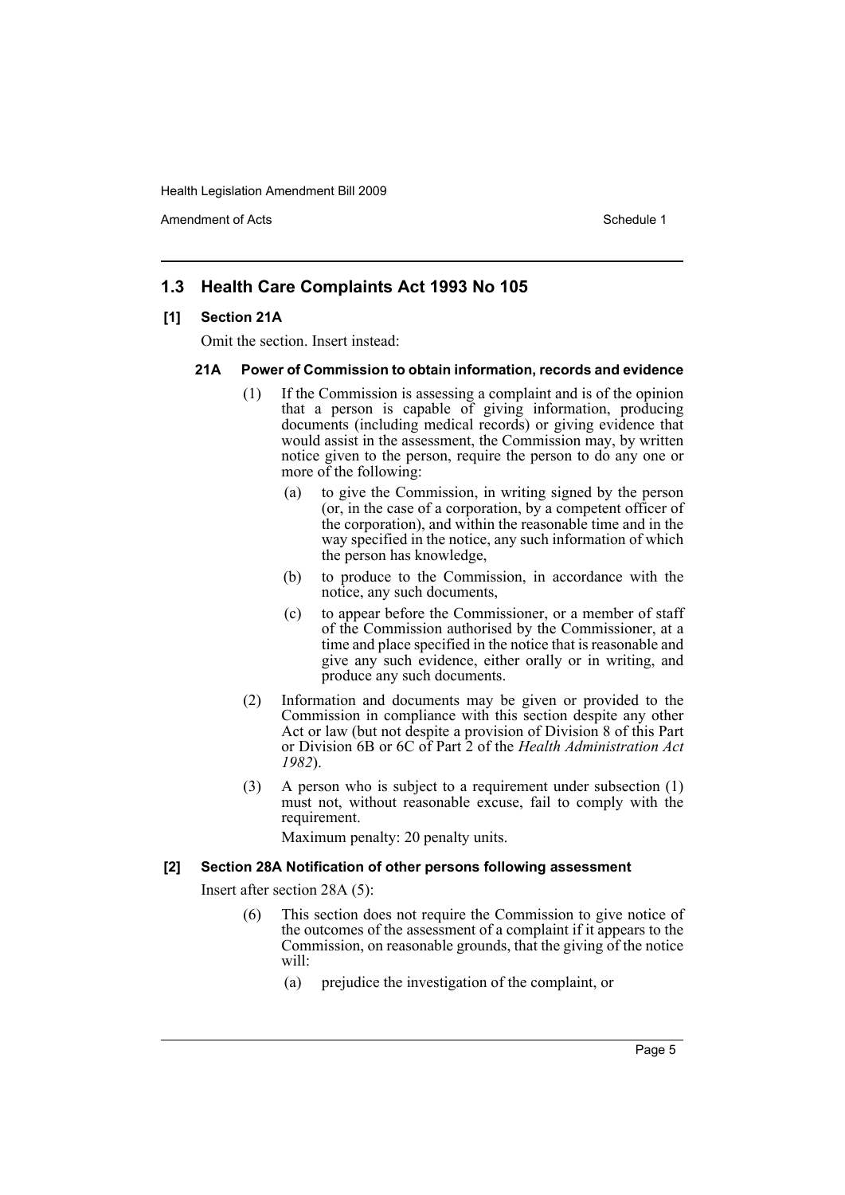## 1.3 Health Care Complaints Act 1993 No 105

### [1] Section 21A

Omit the section. Insert instead:

#### 21A Power of Commission to obtain information, records and evidence

(1) If the Commission is assessing a complaint and is of the opinion that a person is capable of giving information, producing documents (including medical records) or giving evidence that would assist in the assessment, the Commission may, by written notice given to the person, require the person to do any one or more of the following:

(a) to give the Commission, in writing signed by the person (or, in the case of a corporation, by a competent officer of the corporation), and within the reasonable time and in the way specified in the notice, any such information of which the person has knowledge,

(b) to produce to the Commission, in accordance with the notice, any such documents,

(c) to appear before the Commissioner, or a member of staff of the Commission authorised by the Commissioner, at a time and place specified in the notice that is reasonable and give any such evidence, either orally or in writing, and produce any such documents.

(2) Information and documents may be given or provided to the Commission in compliance with this section despite any other Act or law (but not despite a provision of Division 8 of this Part or Division 6B or 6C of Part 2 of the *Health Administration Act 1982*).

(3) A person who is subject to a requirement under subsection (1) must not, without reasonable excuse, fail to comply with the requirement.

Maximum penalty: 20 penalty units.

### [2] Section 28A Notification of other persons following assessment

Insert after section 28A (5):

(6) This section does not require the Commission to give notice of the outcomes of the assessment of a complaint if it appears to the Commission, on reasonable grounds, that the giving of the notice will:

(a) prejudice the investigation of the complaint, or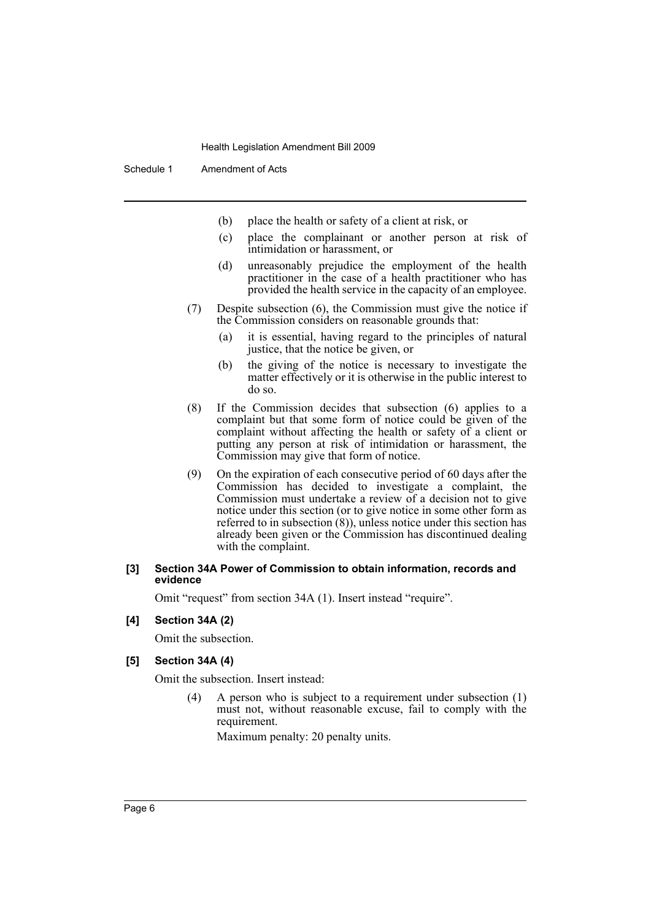(b) place the health or safety of a client at risk, or

(c) place the complainant or another person at risk of intimidation or harassment, or

(d) unreasonably prejudice the employment of the health practitioner in the case of a health practitioner who has provided the health service in the capacity of an employee.

(7) Despite subsection (6), the Commission must give the notice if the Commission considers on reasonable grounds that:

(a) it is essential, having regard to the principles of natural justice, that the notice be given, or

(b) the giving of the notice is necessary to investigate the matter effectively or it is otherwise in the public interest to do so.

(8) If the Commission decides that subsection (6) applies to a complaint but that some form of notice could be given of the complaint without affecting the health or safety of a client or putting any person at risk of intimidation or harassment, the Commission may give that form of notice.

(9) On the expiration of each consecutive period of 60 days after the Commission has decided to investigate a complaint, the Commission must undertake a review of a decision not to give notice under this section (or to give notice in some other form as referred to in subsection (8)), unless notice under this section has already been given or the Commission has discontinued dealing with the complaint.

**[3] Section 34A Power of Commission to obtain information, records and evidence**

Omit "request" from section 34A (1). Insert instead "require".

**[4] Section 34A (2)**

Omit the subsection.

**[5] Section 34A (4)**

Omit the subsection. Insert instead:

(4) A person who is subject to a requirement under subsection (1) must not, without reasonable excuse, fail to comply with the requirement.

Maximum penalty: 20 penalty units.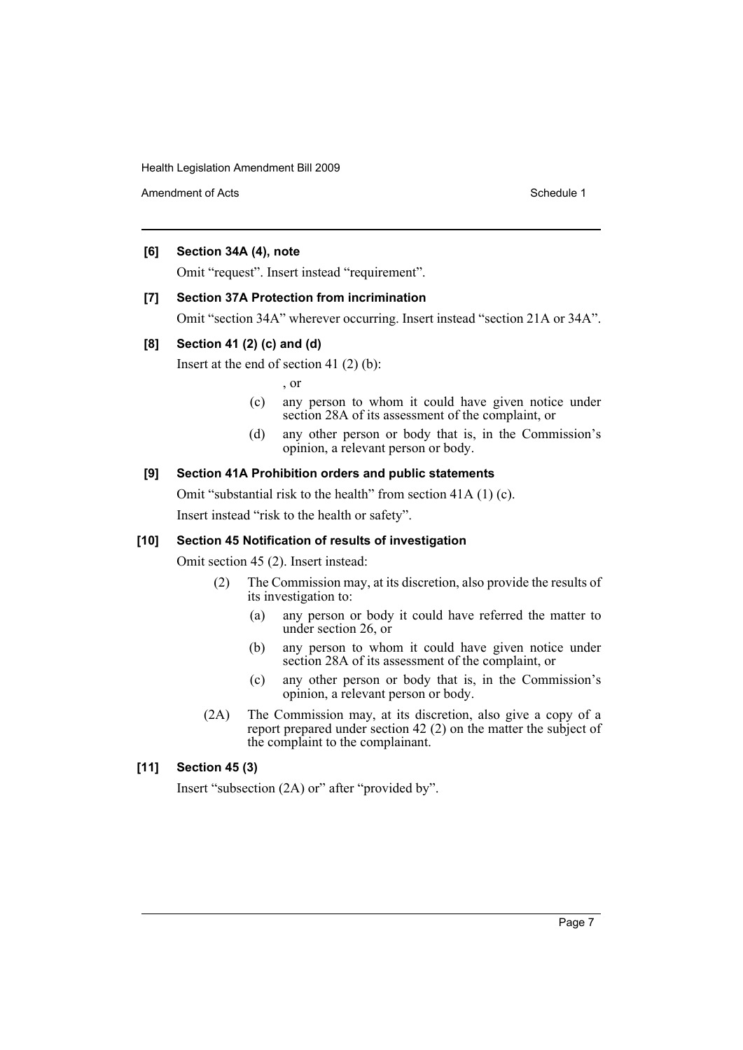**[6] Section 34A (4), note**

Omit “request”. Insert instead “requirement”.

**[7] Section 37A Protection from incrimination**

Omit “section 34A” wherever occurring. Insert instead “section 21A or 34A”.

**[8] Section 41 (2) (c) and (d)**

Insert at the end of section 41 (2) (b):

, or

(c) any person to whom it could have given notice under section 28A of its assessment of the complaint, or

(d) any other person or body that is, in the Commission’s opinion, a relevant person or body.

**[9] Section 41A Prohibition orders and public statements**

Omit “substantial risk to the health” from section 41A (1) (c).

Insert instead “risk to the health or safety”.

**[10] Section 45 Notification of results of investigation**

Omit section 45 (2). Insert instead:

(2) The Commission may, at its discretion, also provide the results of its investigation to:

(a) any person or body it could have referred the matter to under section 26, or

(b) any person to whom it could have given notice under section 28A of its assessment of the complaint, or

(c) any other person or body that is, in the Commission’s opinion, a relevant person or body.

(2A) The Commission may, at its discretion, also give a copy of a report prepared under section 42 (2) on the matter the subject of the complaint to the complainant.

**[11] Section 45 (3)**

Insert “subsection (2A) or” after “provided by”.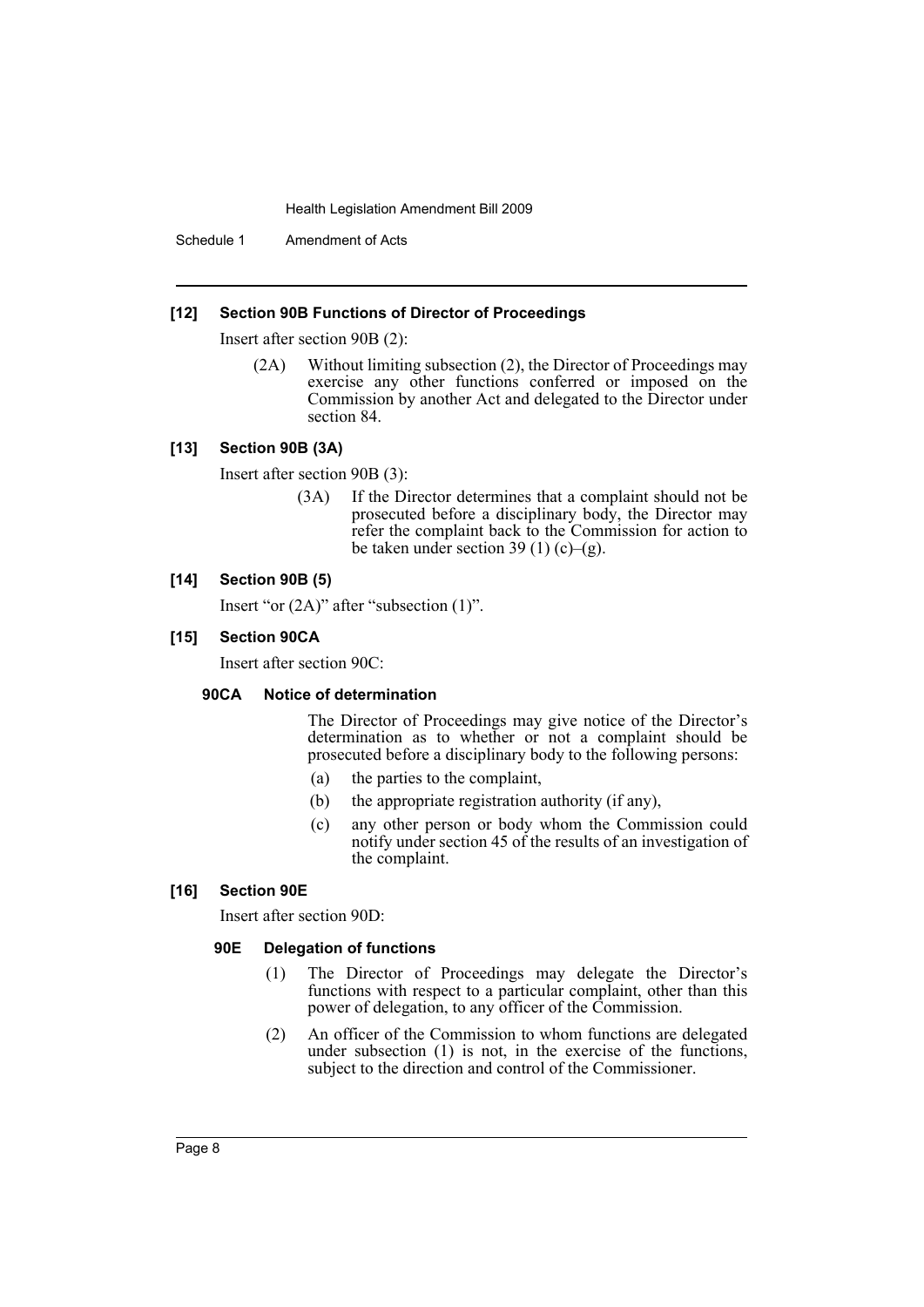### [12] Section 90B Functions of Director of Proceedings

Insert after section 90B (2):

(2A) Without limiting subsection (2), the Director of Proceedings may exercise any other functions conferred or imposed on the Commission by another Act and delegated to the Director under section 84.

### [13] Section 90B (3A)

Insert after section 90B (3):

(3A) If the Director determines that a complaint should not be prosecuted before a disciplinary body, the Director may refer the complaint back to the Commission for action to be taken under section 39 (1) (c)–(g).

### [14] Section 90B (5)

Insert "or (2A)" after "subsection (1)".

### [15] Section 90CA

Insert after section 90C:

#### 90CA Notice of determination

The Director of Proceedings may give notice of the Director's determination as to whether or not a complaint should be prosecuted before a disciplinary body to the following persons:

(a) the parties to the complaint,

(b) the appropriate registration authority (if any),

(c) any other person or body whom the Commission could notify under section 45 of the results of an investigation of the complaint.

### [16] Section 90E

Insert after section 90D:

#### 90E Delegation of functions

(1) The Director of Proceedings may delegate the Director's functions with respect to a particular complaint, other than this power of delegation, to any officer of the Commission.

(2) An officer of the Commission to whom functions are delegated under subsection (1) is not, in the exercise of the functions, subject to the direction and control of the Commissioner.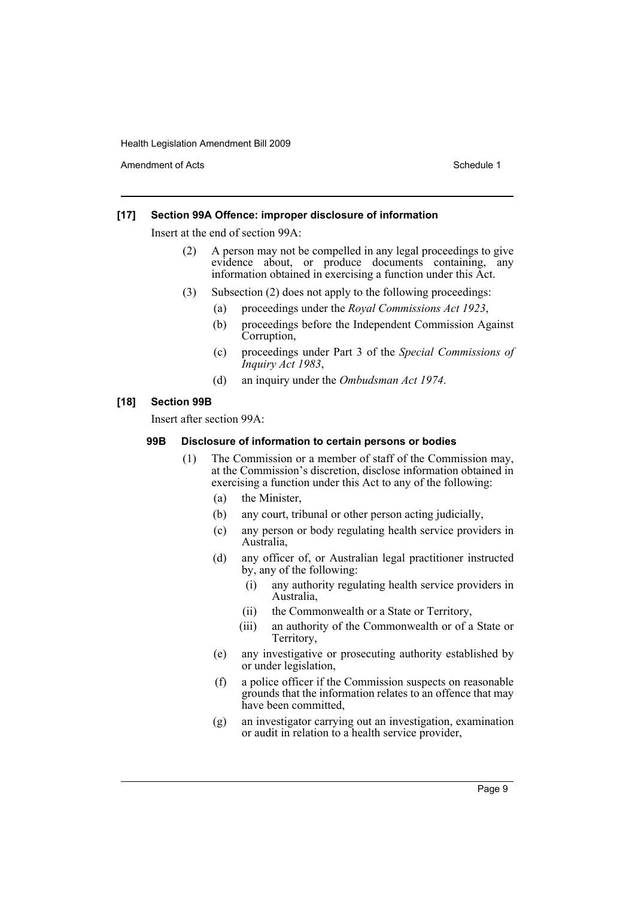### [17] Section 99A Offence: improper disclosure of information

Insert at the end of section 99A:

(2) A person may not be compelled in any legal proceedings to give evidence about, or produce documents containing, any information obtained in exercising a function under this Act.

(3) Subsection (2) does not apply to the following proceedings:

- (a) proceedings under the *Royal Commissions Act 1923*,
- (b) proceedings before the Independent Commission Against Corruption,
- (c) proceedings under Part 3 of the *Special Commissions of Inquiry Act 1983*,
- (d) an inquiry under the *Ombudsman Act 1974*.

### [18] Section 99B

Insert after section 99A:

#### 99B Disclosure of information to certain persons or bodies

(1) The Commission or a member of staff of the Commission may, at the Commission's discretion, disclose information obtained in exercising a function under this Act to any of the following:

- (a) the Minister,
- (b) any court, tribunal or other person acting judicially,
- (c) any person or body regulating health service providers in Australia,
- (d) any officer of, or Australian legal practitioner instructed by, any of the following:
  - (i) any authority regulating health service providers in Australia,
  - (ii) the Commonwealth or a State or Territory,
  - (iii) an authority of the Commonwealth or of a State or Territory,
- (e) any investigative or prosecuting authority established by or under legislation,
- (f) a police officer if the Commission suspects on reasonable grounds that the information relates to an offence that may have been committed,
- (g) an investigator carrying out an investigation, examination or audit in relation to a health service provider,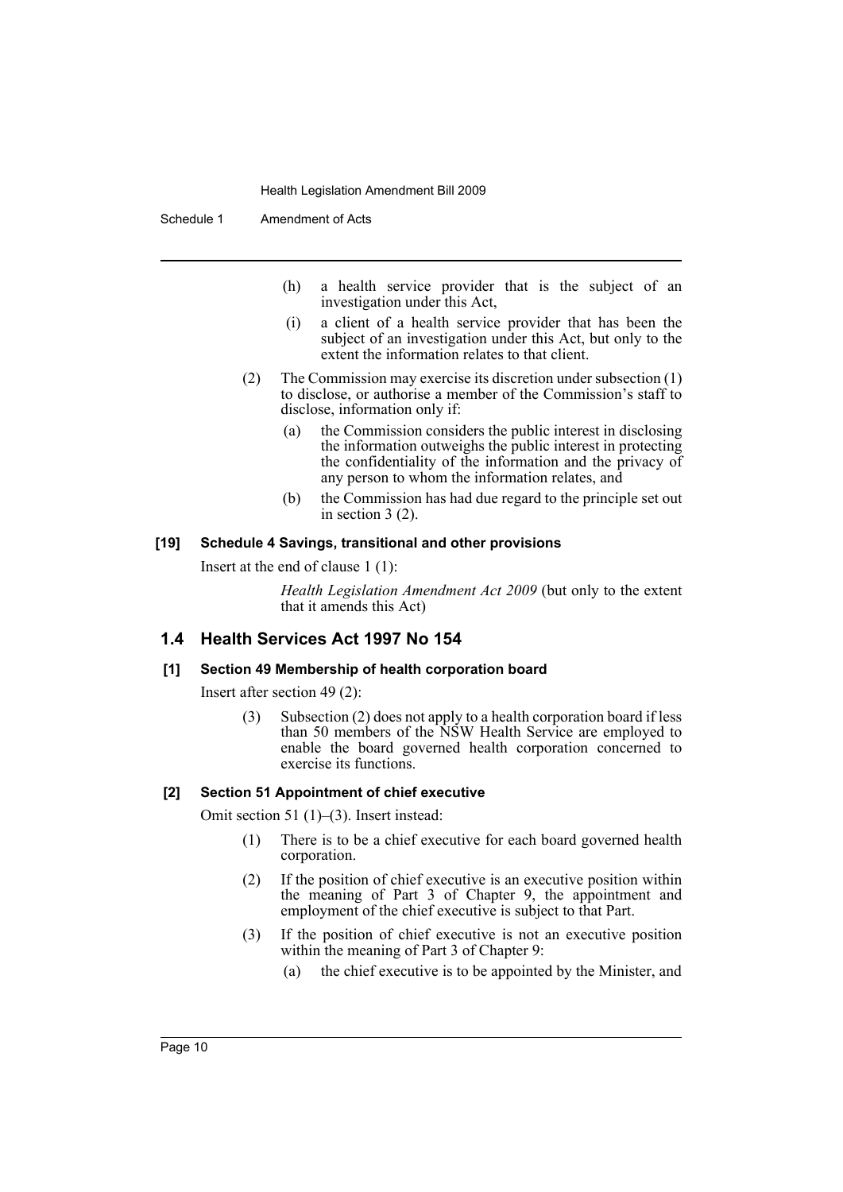(h) a health service provider that is the subject of an investigation under this Act,

(i) a client of a health service provider that has been the subject of an investigation under this Act, but only to the extent the information relates to that client.

(2) The Commission may exercise its discretion under subsection (1) to disclose, or authorise a member of the Commission's staff to disclose, information only if:

(a) the Commission considers the public interest in disclosing the information outweighs the public interest in protecting the confidentiality of the information and the privacy of any person to whom the information relates, and

(b) the Commission has had due regard to the principle set out in section 3 (2).

**[19] Schedule 4 Savings, transitional and other provisions**

Insert at the end of clause 1 (1):

*Health Legislation Amendment Act 2009* (but only to the extent that it amends this Act)

## 1.4 Health Services Act 1997 No 154

**[1] Section 49 Membership of health corporation board**

Insert after section 49 (2):

(3) Subsection (2) does not apply to a health corporation board if less than 50 members of the NSW Health Service are employed to enable the board governed health corporation concerned to exercise its functions.

**[2] Section 51 Appointment of chief executive**

Omit section 51 (1)–(3). Insert instead:

(1) There is to be a chief executive for each board governed health corporation.

(2) If the position of chief executive is an executive position within the meaning of Part 3 of Chapter 9, the appointment and employment of the chief executive is subject to that Part.

(3) If the position of chief executive is not an executive position within the meaning of Part 3 of Chapter 9:

(a) the chief executive is to be appointed by the Minister, and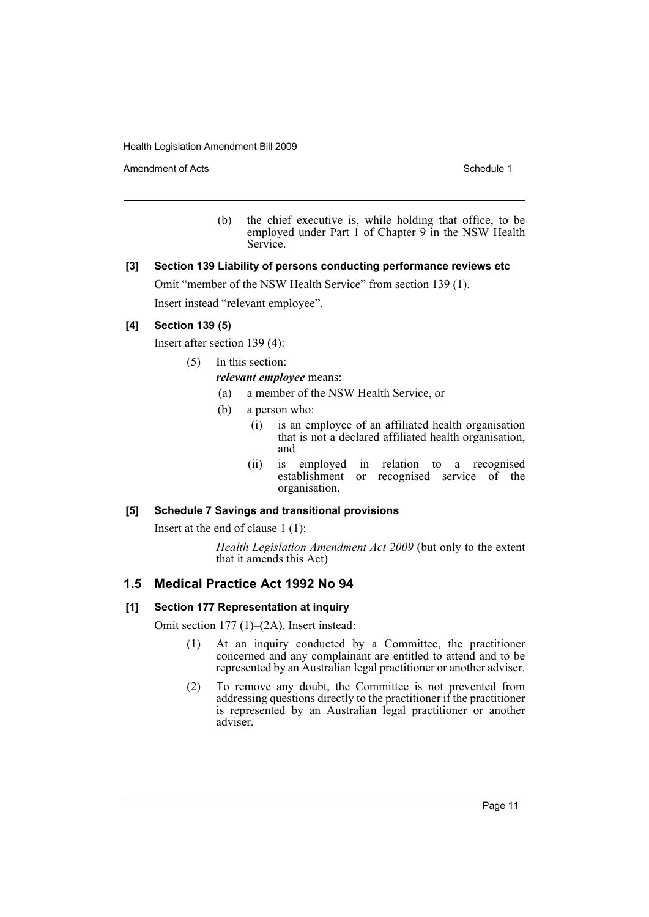(b) the chief executive is, while holding that office, to be employed under Part 1 of Chapter 9 in the NSW Health Service.

**[3] Section 139 Liability of persons conducting performance reviews etc**

Omit "member of the NSW Health Service" from section 139 (1).

Insert instead "relevant employee".

**[4] Section 139 (5)**

Insert after section 139 (4):

(5) In this section:

***relevant employee*** means:

(a) a member of the NSW Health Service, or

(b) a person who:

(i) is an employee of an affiliated health organisation that is not a declared affiliated health organisation, and

(ii) is employed in relation to a recognised establishment or recognised service of the organisation.

**[5] Schedule 7 Savings and transitional provisions**

Insert at the end of clause 1 (1):

*Health Legislation Amendment Act 2009* (but only to the extent that it amends this Act)

## 1.5 Medical Practice Act 1992 No 94

**[1] Section 177 Representation at inquiry**

Omit section 177 (1)–(2A). Insert instead:

(1) At an inquiry conducted by a Committee, the practitioner concerned and any complainant are entitled to attend and to be represented by an Australian legal practitioner or another adviser.

(2) To remove any doubt, the Committee is not prevented from addressing questions directly to the practitioner if the practitioner is represented by an Australian legal practitioner or another adviser.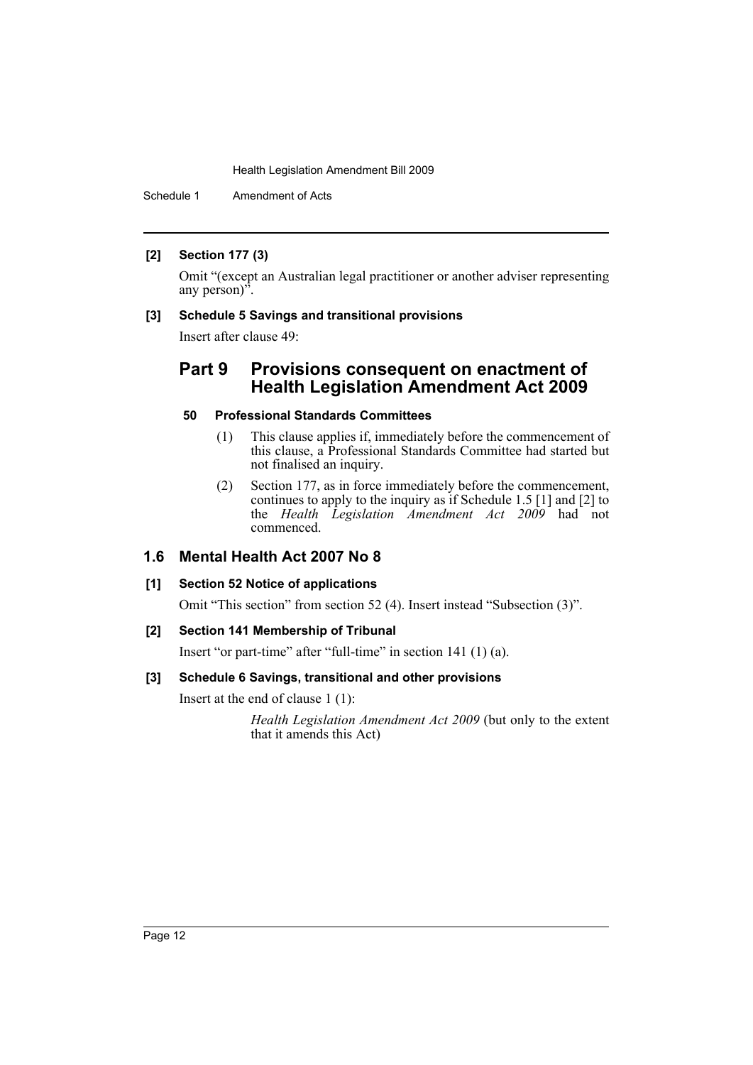**[2] Section 177 (3)**

Omit "(except an Australian legal practitioner or another adviser representing any person)".

**[3] Schedule 5 Savings and transitional provisions**

Insert after clause 49:

## Part 9 Provisions consequent on enactment of Health Legislation Amendment Act 2009

**50 Professional Standards Committees**

(1) This clause applies if, immediately before the commencement of this clause, a Professional Standards Committee had started but not finalised an inquiry.

(2) Section 177, as in force immediately before the commencement, continues to apply to the inquiry as if Schedule 1.5 [1] and [2] to the *Health Legislation Amendment Act 2009* had not commenced.

### 1.6 Mental Health Act 2007 No 8

**[1] Section 52 Notice of applications**

Omit "This section" from section 52 (4). Insert instead "Subsection (3)".

**[2] Section 141 Membership of Tribunal**

Insert "or part-time" after "full-time" in section 141 (1) (a).

**[3] Schedule 6 Savings, transitional and other provisions**

Insert at the end of clause 1 (1):

*Health Legislation Amendment Act 2009* (but only to the extent that it amends this Act)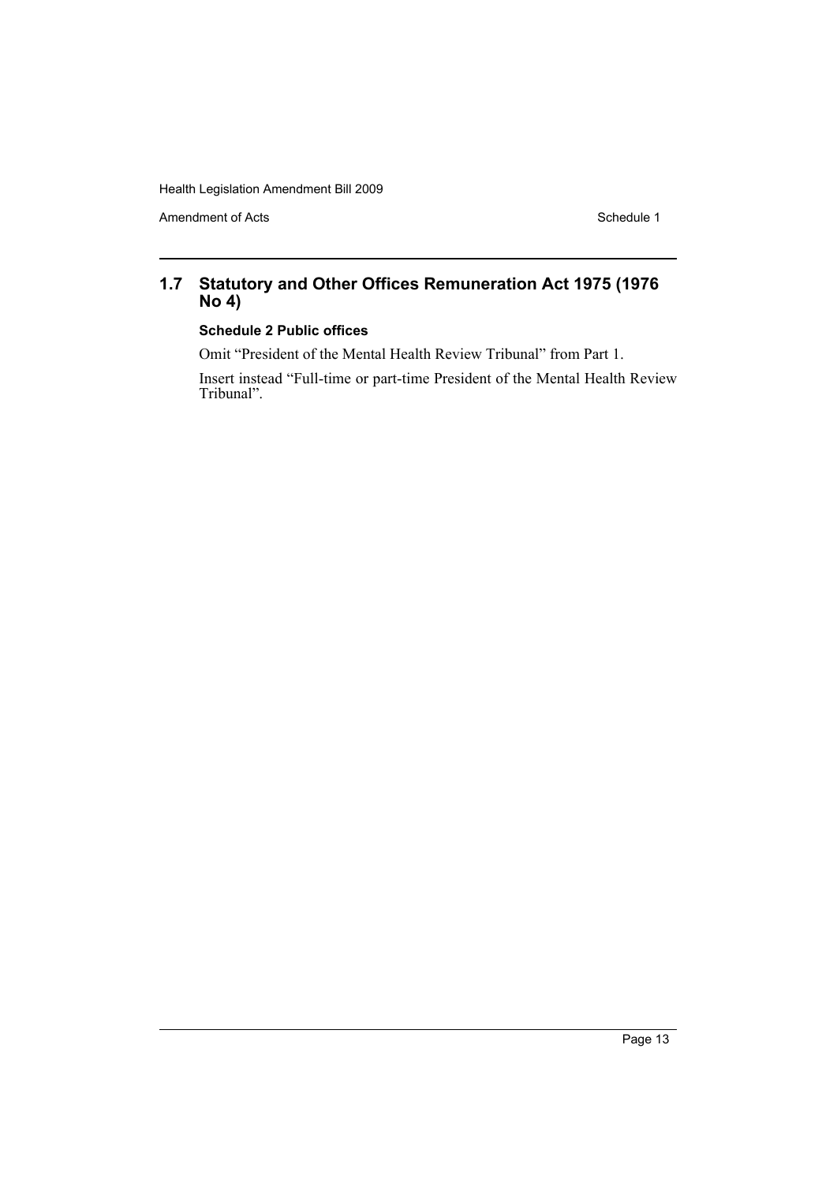## 1.7 Statutory and Other Offices Remuneration Act 1975 (1976 No 4)

### Schedule 2 Public offices

Omit "President of the Mental Health Review Tribunal" from Part 1.

Insert instead "Full-time or part-time President of the Mental Health Review Tribunal".